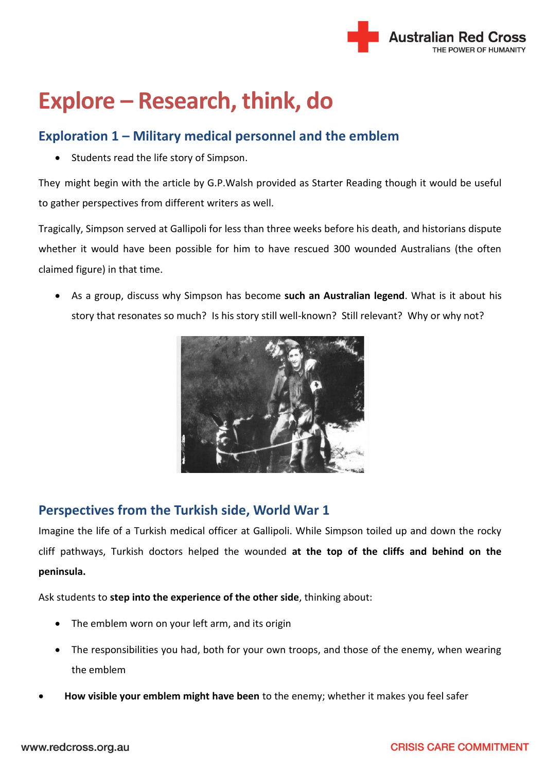# Explore – Research, think, do

## Exploration 1 – Military medical personnel and the emblem

- Students read the life story of Simpson.

They might begin with the article by G.P.Walsh provided as Starter Reading though it would be useful to gather perspectives from different writers as well.

Tragically, Simpson served at Gallipoli for less than three weeks before his death, and historians dispute whether it would have been possible for him to have rescued 300 wounded Australians (the often claimed figure) in that time.

- As a group, discuss why Simpson has become **such an Australian legend**. What is it about his story that resonates so much? Is his story still well-known? Still relevant? Why or why not?

## Perspectives from the Turkish side, World War 1

Imagine the life of a Turkish medical officer at Gallipoli. While Simpson toiled up and down the rocky cliff pathways, Turkish doctors helped the wounded **at the top of the cliffs and behind on the peninsula.**

Ask students to **step into the experience of the other side**, thinking about:

- The emblem worn on your left arm, and its origin
- The responsibilities you had, both for your own troops, and those of the enemy, when wearing the emblem
- **How visible your emblem might have been** to the enemy; whether it makes you feel safer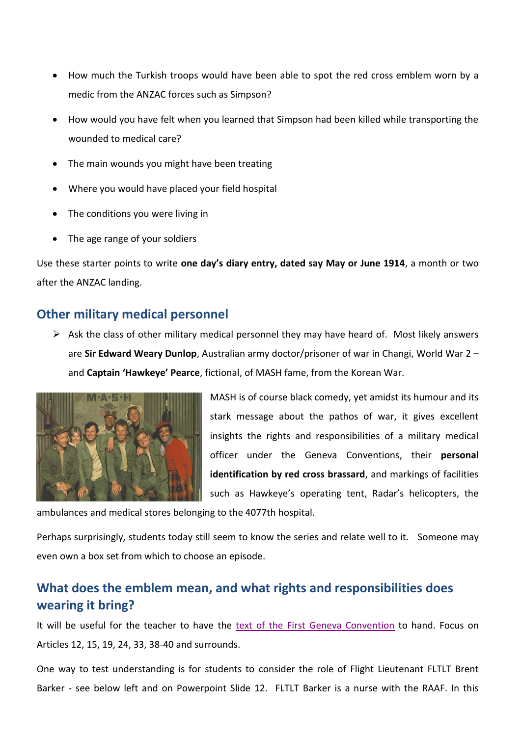- How much the Turkish troops would have been able to spot the red cross emblem worn by a medic from the ANZAC forces such as Simpson?
- How would you have felt when you learned that Simpson had been killed while transporting the wounded to medical care?
- The main wounds you might have been treating
- Where you would have placed your field hospital
- The conditions you were living in
- The age range of your soldiers

Use these starter points to write **one day's diary entry, dated say May or June 1914**, a month or two after the ANZAC landing.

## Other military medical personnel

- Ask the class of other military medical personnel they may have heard of. Most likely answers are **Sir Edward Weary Dunlop**, Australian army doctor/prisoner of war in Changi, World War 2 – and **Captain 'Hawkeye' Pearce**, fictional, of MASH fame, from the Korean War.

MASH is of course black comedy, yet amidst its humour and its stark message about the pathos of war, it gives excellent insights the rights and responsibilities of a military medical officer under the Geneva Conventions, their **personal identification by red cross brassard**, and markings of facilities such as Hawkeye's operating tent, Radar's helicopters, the ambulances and medical stores belonging to the 4077th hospital.

Perhaps surprisingly, students today still seem to know the series and relate well to it. Someone may even own a box set from which to choose an episode.

## What does the emblem mean, and what rights and responsibilities does wearing it bring?

It will be useful for the teacher to have the text of the First Geneva Convention to hand. Focus on Articles 12, 15, 19, 24, 33, 38-40 and surrounds.

One way to test understanding is for students to consider the role of Flight Lieutenant FLTLT Brent Barker - see below left and on Powerpoint Slide 12. FLTLT Barker is a nurse with the RAAF. In this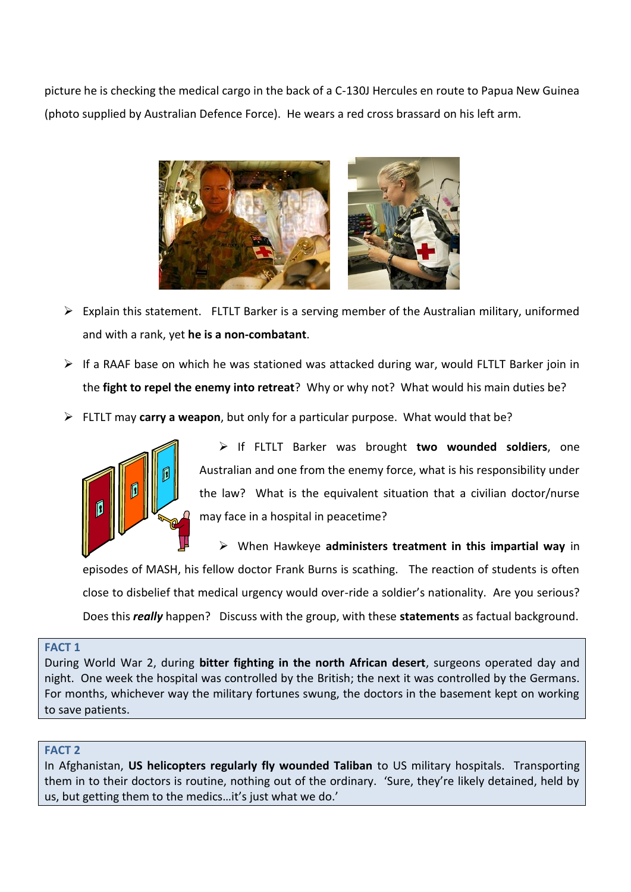picture he is checking the medical cargo in the back of a C-130J Hercules en route to Papua New Guinea (photo supplied by Australian Defence Force). He wears a red cross brassard on his left arm.

- Explain this statement. FLTLT Barker is a serving member of the Australian military, uniformed and with a rank, yet **he is a non-combatant**.
- If a RAAF base on which he was stationed was attacked during war, would FLTLT Barker join in the **fight to repel the enemy into retreat**? Why or why not? What would his main duties be?
- FLTLT may **carry a weapon**, but only for a particular purpose. What would that be?
- If FLTLT Barker was brought **two wounded soldiers**, one Australian and one from the enemy force, what is his responsibility under the law? What is the equivalent situation that a civilian doctor/nurse may face in a hospital in peacetime?
- When Hawkeye **administers treatment in this impartial way** in episodes of MASH, his fellow doctor Frank Burns is scathing. The reaction of students is often close to disbelief that medical urgency would over-ride a soldier's nationality. Are you serious? Does this ***really*** happen? Discuss with the group, with these **statements** as factual background.

**FACT 1**

During World War 2, during **bitter fighting in the north African desert**, surgeons operated day and night. One week the hospital was controlled by the British; the next it was controlled by the Germans. For months, whichever way the military fortunes swung, the doctors in the basement kept on working to save patients.

**FACT 2**

In Afghanistan, **US helicopters regularly fly wounded Taliban** to US military hospitals. Transporting them in to their doctors is routine, nothing out of the ordinary. 'Sure, they're likely detained, held by us, but getting them to the medics…it's just what we do.'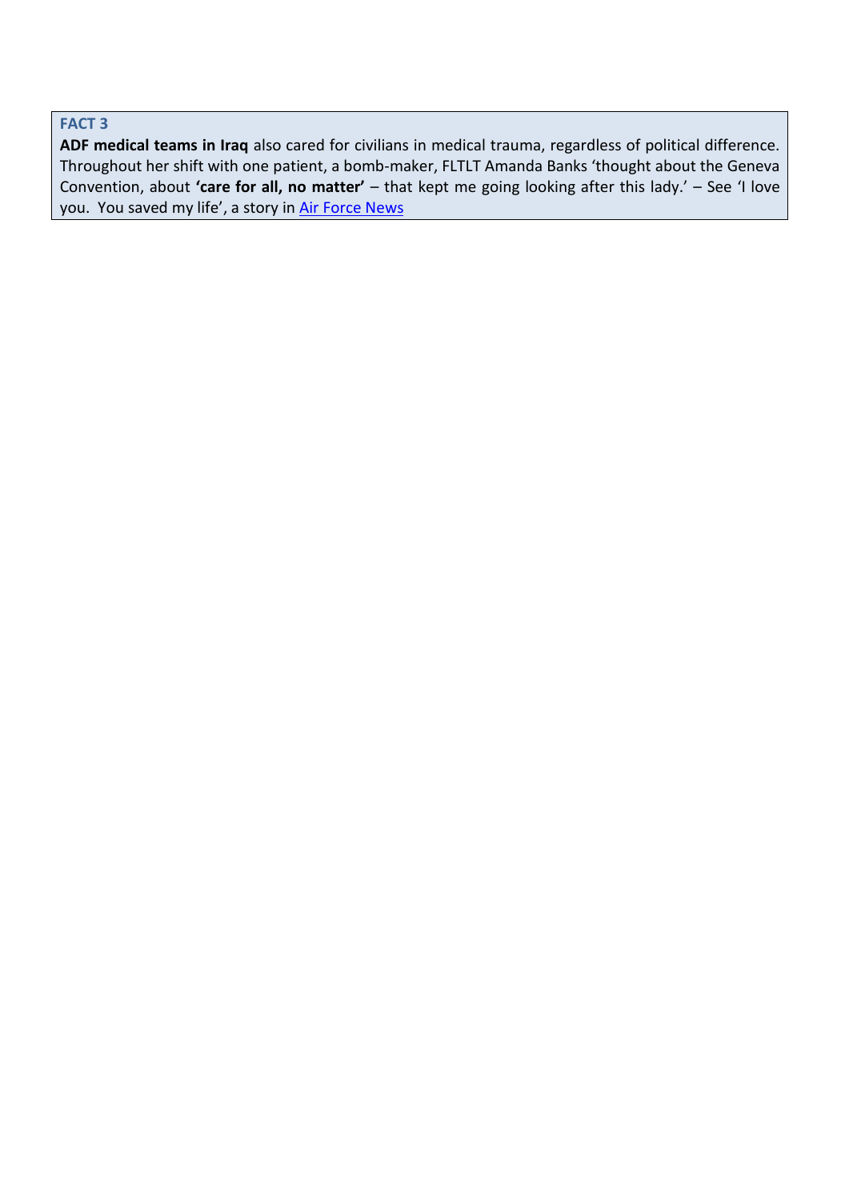**FACT 3**

**ADF medical teams in Iraq** also cared for civilians in medical trauma, regardless of political difference. Throughout her shift with one patient, a bomb-maker, FLTLT Amanda Banks 'thought about the Geneva Convention, about **'care for all, no matter'** – that kept me going looking after this lady.' – See 'I love you. You saved my life', a story in Air Force News